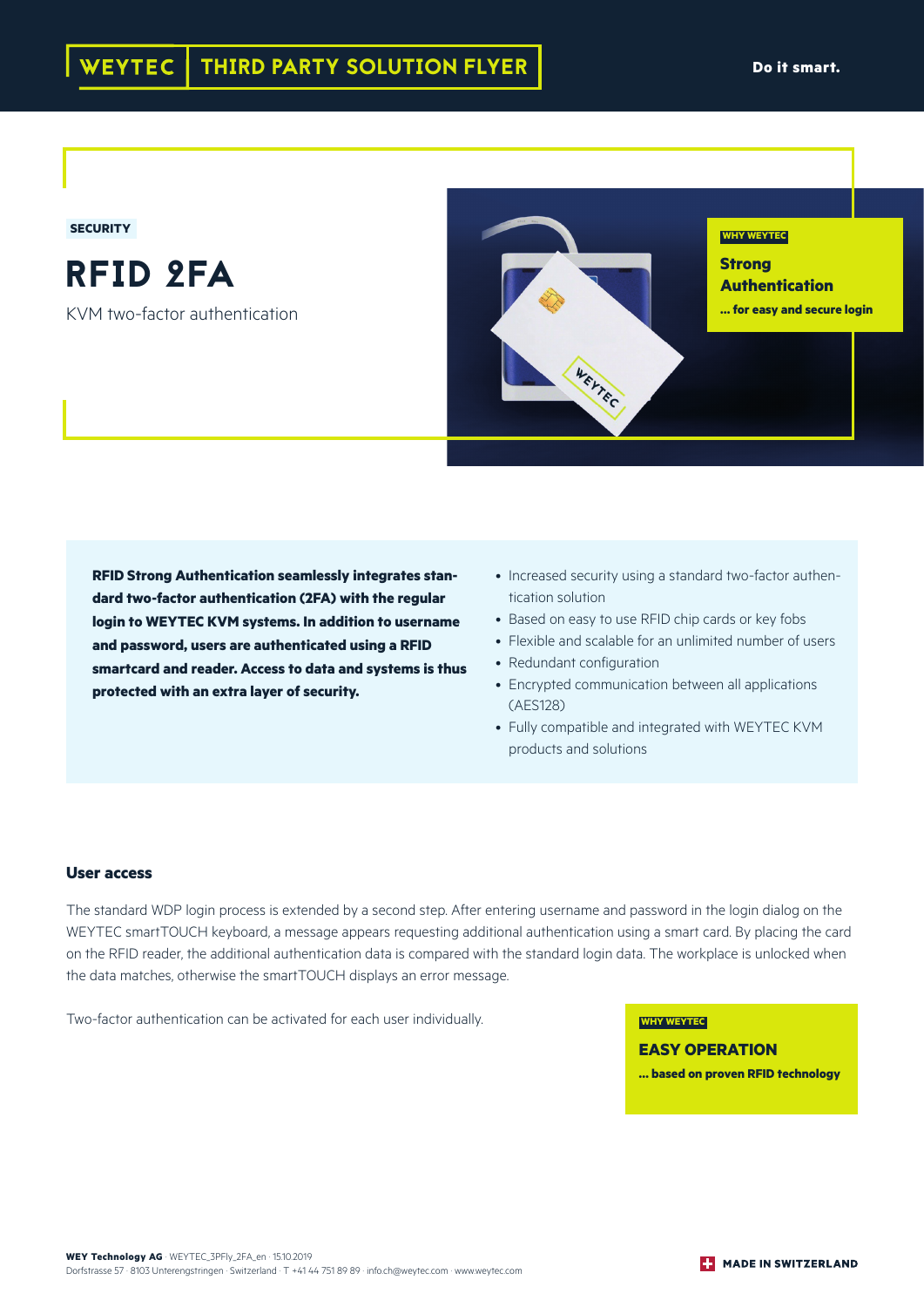WEYTEC | THIRD PARTY SOLUTION FLYER

Do it smart.

SECURITY

# RFID 2FA

KVM two-factor authentication

WHY WEYTEC

**Strong Authentication**

**... for easy and secure login**

**RFID Strong Authentication seamlessly integrates standard two-factor authentication (2FA) with the regular login to WEYTEC KVM systems. In addition to username and password, users are authenticated using a RFID smartcard and reader. Access to data and systems is thus protected with an extra layer of security.**

- Increased security using a standard two-factor authentication solution
- Based on easy to use RFID chip cards or key fobs
- Flexible and scalable for an unlimited number of users
- Redundant configuration
- Encrypted communication between all applications (AES128)
- Fully compatible and integrated with WEYTEC KVM products and solutions

## User access

The standard WDP login process is extended by a second step. After entering username and password in the login dialog on the WEYTEC smartTOUCH keyboard, a message appears requesting additional authentication using a smart card. By placing the card on the RFID reader, the additional authentication data is compared with the standard login data. The workplace is unlocked when the data matches, otherwise the smartTOUCH displays an error message.

Two-factor authentication can be activated for each user individually.

WHY WEYTEC

**EASY OPERATION**

**... based on proven RFID technology**

**WEY Technology AG** · WEYTEC_3PFly_2FA_en · 15.10.2019
Dorfstrasse 57 · 8103 Unterengstringen · Switzerland · T +41 44 751 89 89 · info.ch@weytec.com · www.weytec.com

MADE IN SWITZERLAND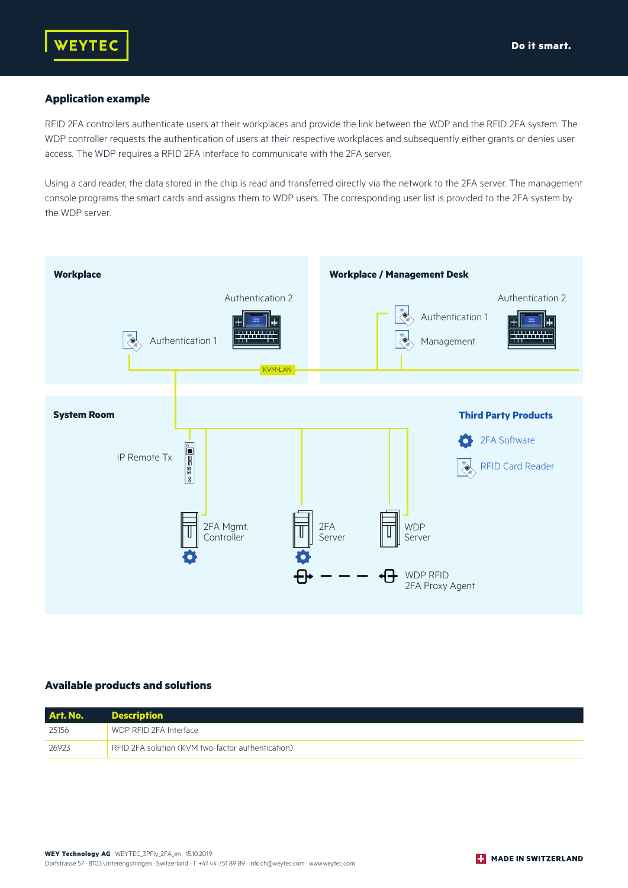## Application example

RFID 2FA controllers authenticate users at their workplaces and provide the link between the WDP and the RFID 2FA system. The WDP controller requests the authentication of users at their respective workplaces and subsequently either grants or denies user access. The WDP requires a RFID 2FA interface to communicate with the 2FA server.

Using a card reader, the data stored in the chip is read and transferred directly via the network to the 2FA server. The management console programs the smart cards and assigns them to WDP users. The corresponding user list is provided to the 2FA system by the WDP server.

**Workplace**

Authentication 2

Authentication 1

KVM-LAN

**Workplace / Management Desk**

Authentication 2

Authentication 1

Management

**System Room**

IP Remote Tx

2FA Mgmt. Controller

2FA Server

WDP Server

WDP RFID 2FA Proxy Agent

**Third Party Products**

2FA Software

RFID Card Reader

## Available products and solutions

| Art. No. | Description |
|---|---|
| 25156 | WDP RFID 2FA Interface |
| 26923 | RFID 2FA solution (KVM two-factor authentication) |

**WEY Technology AG** · WEYTEC_3PFly_2FA_en · 15.10.2019
Dorfstrasse 57 · 8103 Unterengstringen · Switzerland · T +41 44 751 89 89 · info.ch@weytec.com · www.weytec.com

MADE IN SWITZERLAND